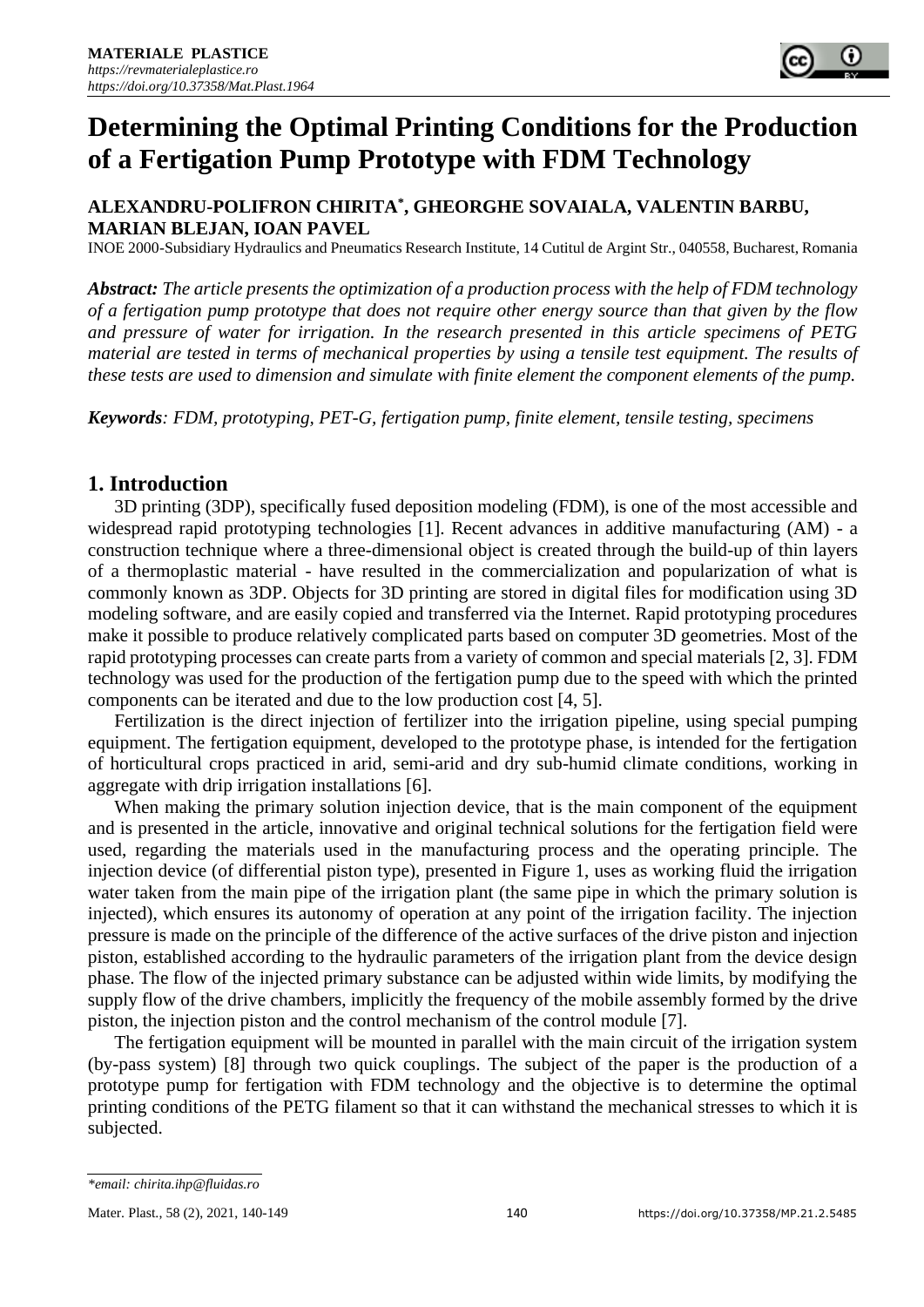# Determining the Optimal Printing Conditions for the Production of a Fertigation Pump Prototype with FDM Technology

**ALEXANDRU-POLIFRON CHIRITA*, GHEORGHE SOVAIALA, VALENTIN BARBU, MARIAN BLEJAN, IOAN PAVEL**

INOE 2000-Subsidiary Hydraulics and Pneumatics Research Institute, 14 Cutitul de Argint Str., 040558, Bucharest, Romania

***Abstract:*** *The article presents the optimization of a production process with the help of FDM technology of a fertigation pump prototype that does not require other energy source than that given by the flow and pressure of water for irrigation. In the research presented in this article specimens of PETG material are tested in terms of mechanical properties by using a tensile test equipment. The results of these tests are used to dimension and simulate with finite element the component elements of the pump.*

***Keywords****: FDM, prototyping, PET-G, fertigation pump, finite element, tensile testing, specimens*

## 1. Introduction

3D printing (3DP), specifically fused deposition modeling (FDM), is one of the most accessible and widespread rapid prototyping technologies [1]. Recent advances in additive manufacturing (AM) - a construction technique where a three-dimensional object is created through the build-up of thin layers of a thermoplastic material - have resulted in the commercialization and popularization of what is commonly known as 3DP. Objects for 3D printing are stored in digital files for modification using 3D modeling software, and are easily copied and transferred via the Internet. Rapid prototyping procedures make it possible to produce relatively complicated parts based on computer 3D geometries. Most of the rapid prototyping processes can create parts from a variety of common and special materials [2, 3]. FDM technology was used for the production of the fertigation pump due to the speed with which the printed components can be iterated and due to the low production cost [4, 5].

Fertilization is the direct injection of fertilizer into the irrigation pipeline, using special pumping equipment. The fertigation equipment, developed to the prototype phase, is intended for the fertigation of horticultural crops practiced in arid, semi-arid and dry sub-humid climate conditions, working in aggregate with drip irrigation installations [6].

When making the primary solution injection device, that is the main component of the equipment and is presented in the article, innovative and original technical solutions for the fertigation field were used, regarding the materials used in the manufacturing process and the operating principle. The injection device (of differential piston type), presented in Figure 1, uses as working fluid the irrigation water taken from the main pipe of the irrigation plant (the same pipe in which the primary solution is injected), which ensures its autonomy of operation at any point of the irrigation facility. The injection pressure is made on the principle of the difference of the active surfaces of the drive piston and injection piston, established according to the hydraulic parameters of the irrigation plant from the device design phase. The flow of the injected primary substance can be adjusted within wide limits, by modifying the supply flow of the drive chambers, implicitly the frequency of the mobile assembly formed by the drive piston, the injection piston and the control mechanism of the control module [7].

The fertigation equipment will be mounted in parallel with the main circuit of the irrigation system (by-pass system) [8] through two quick couplings. The subject of the paper is the production of a prototype pump for fertigation with FDM technology and the objective is to determine the optimal printing conditions of the PETG filament so that it can withstand the mechanical stresses to which it is subjected.

---

*email: chirita.ihp@fluidas.ro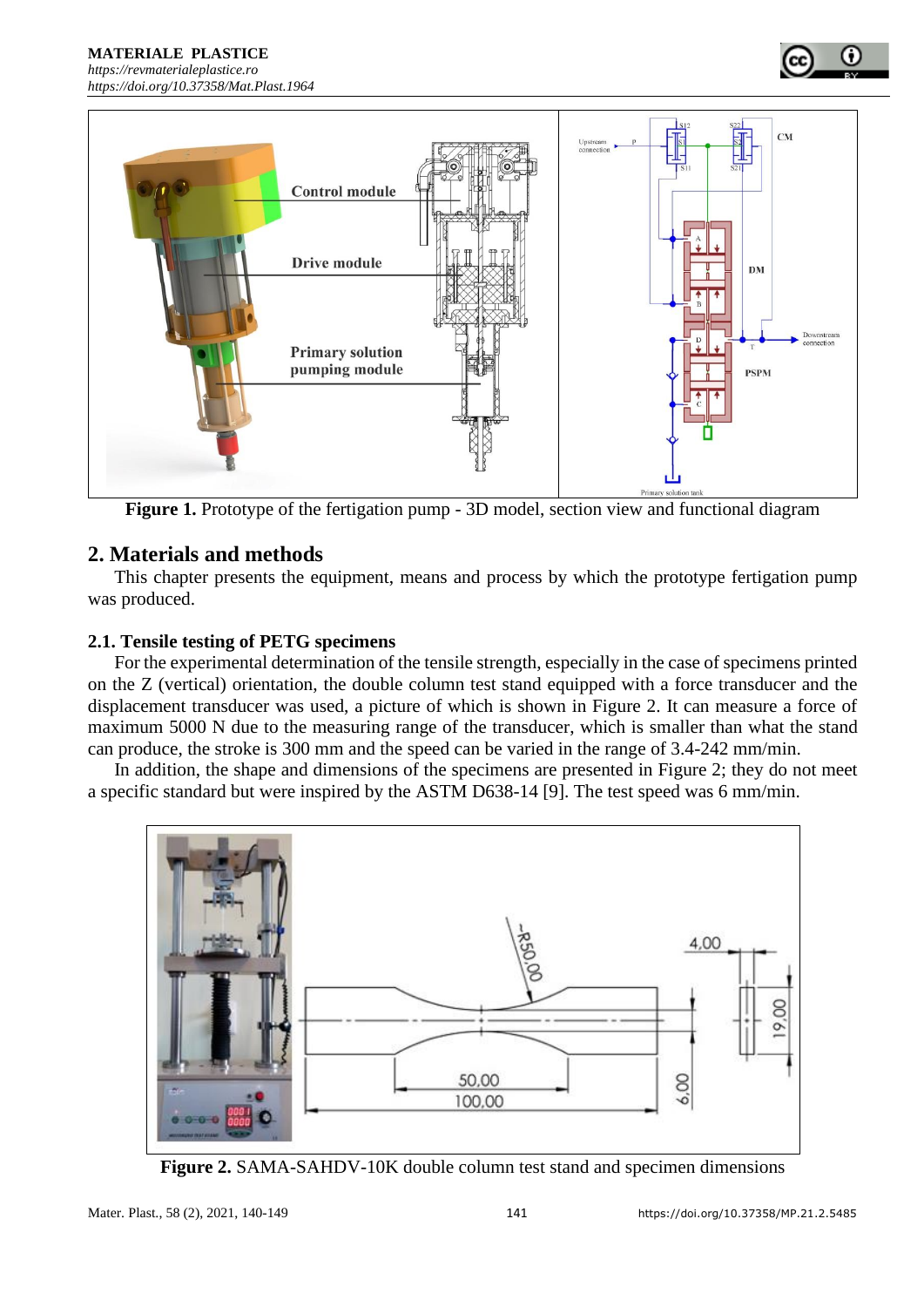**Figure 1.** Prototype of the fertigation pump - 3D model, section view and functional diagram

## 2. Materials and methods

This chapter presents the equipment, means and process by which the prototype fertigation pump was produced.

### 2.1. Tensile testing of PETG specimens

For the experimental determination of the tensile strength, especially in the case of specimens printed on the Z (vertical) orientation, the double column test stand equipped with a force transducer and the displacement transducer was used, a picture of which is shown in Figure 2. It can measure a force of maximum 5000 N due to the measuring range of the transducer, which is smaller than what the stand can produce, the stroke is 300 mm and the speed can be varied in the range of 3.4-242 mm/min.

In addition, the shape and dimensions of the specimens are presented in Figure 2; they do not meet a specific standard but were inspired by the ASTM D638-14 [9]. The test speed was 6 mm/min.

**Figure 2.** SAMA-SAHDV-10K double column test stand and specimen dimensions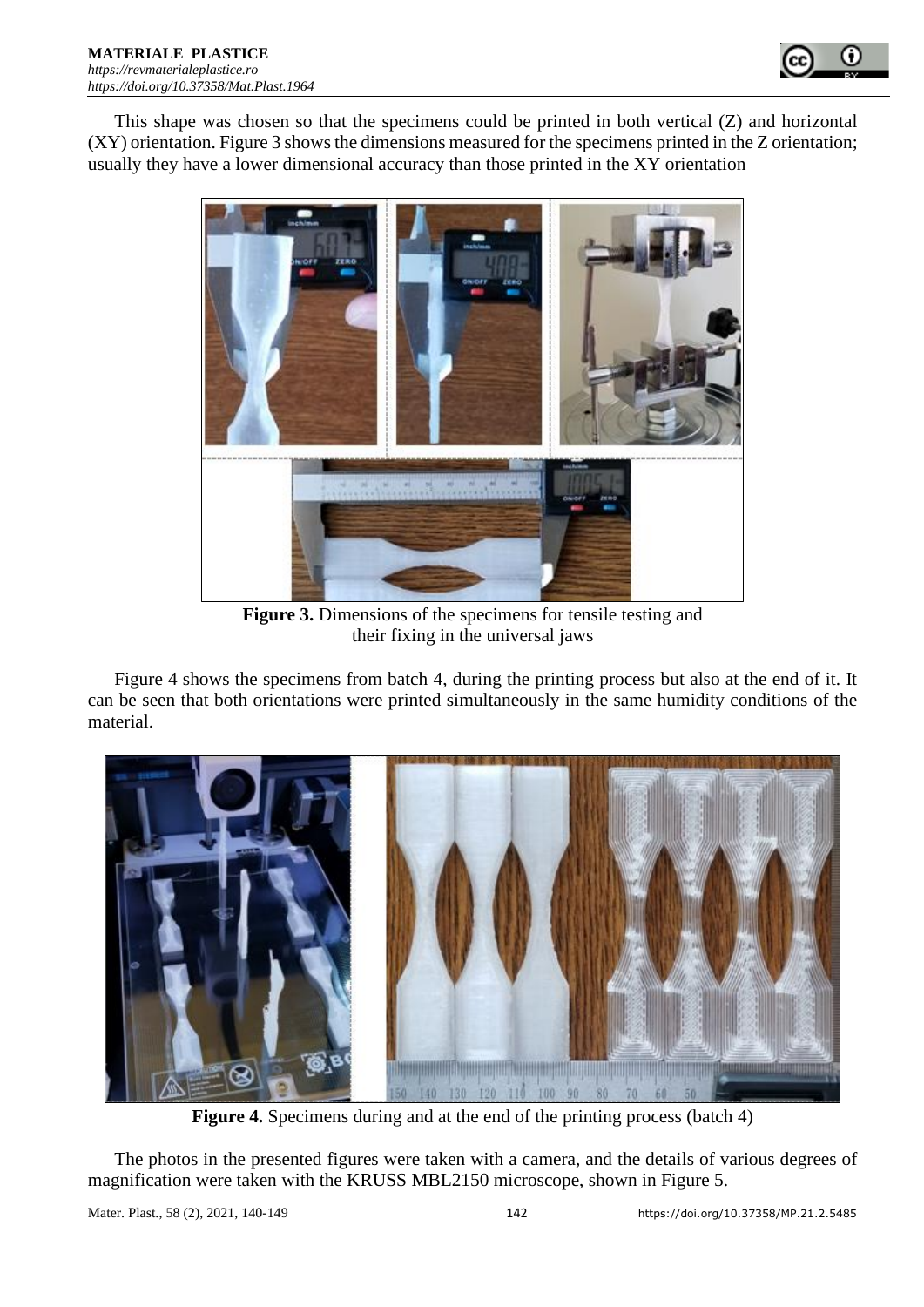This shape was chosen so that the specimens could be printed in both vertical (Z) and horizontal (XY) orientation. Figure 3 shows the dimensions measured for the specimens printed in the Z orientation; usually they have a lower dimensional accuracy than those printed in the XY orientation

**Figure 3.** Dimensions of the specimens for tensile testing and their fixing in the universal jaws

Figure 4 shows the specimens from batch 4, during the printing process but also at the end of it. It can be seen that both orientations were printed simultaneously in the same humidity conditions of the material.

**Figure 4.** Specimens during and at the end of the printing process (batch 4)

The photos in the presented figures were taken with a camera, and the details of various degrees of magnification were taken with the KRUSS MBL2150 microscope, shown in Figure 5.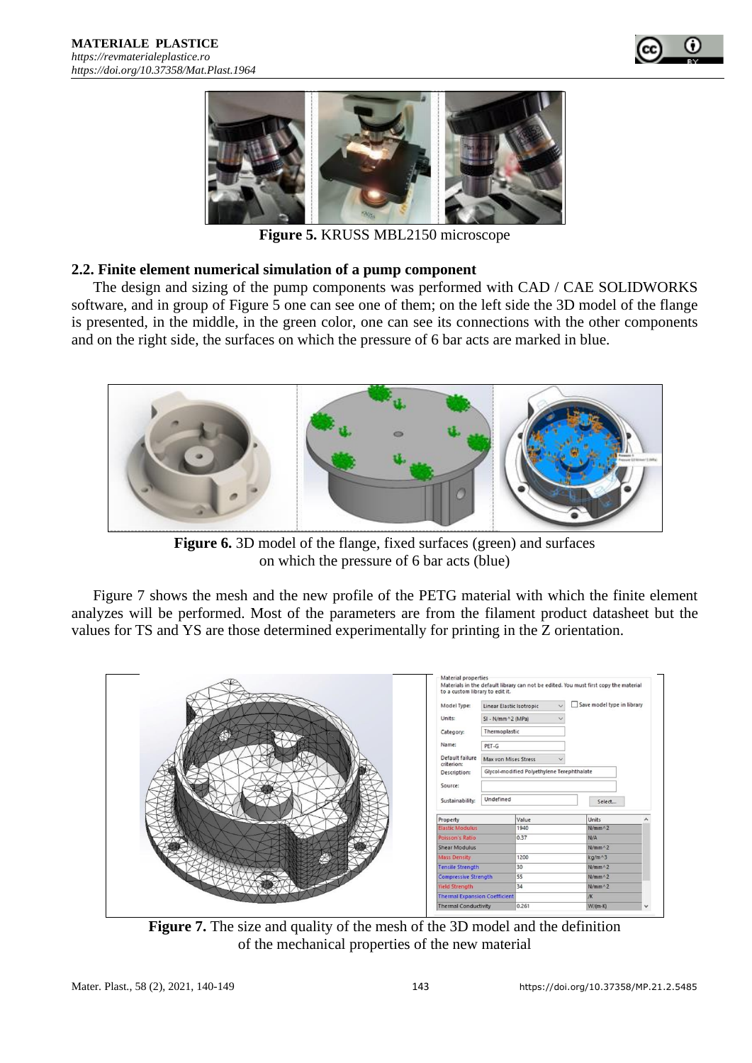**Figure 5.** KRUSS MBL2150 microscope

### 2.2. Finite element numerical simulation of a pump component

The design and sizing of the pump components was performed with CAD / CAE SOLIDWORKS software, and in group of Figure 5 one can see one of them; on the left side the 3D model of the flange is presented, in the middle, in the green color, one can see its connections with the other components and on the right side, the surfaces on which the pressure of 6 bar acts are marked in blue.

**Figure 6.** 3D model of the flange, fixed surfaces (green) and surfaces on which the pressure of 6 bar acts (blue)

Figure 7 shows the mesh and the new profile of the PETG material with which the finite element analyzes will be performed. Most of the parameters are from the filament product datasheet but the values for TS and YS are those determined experimentally for printing in the Z orientation.

**Figure 7.** The size and quality of the mesh of the 3D model and the definition of the mechanical properties of the new material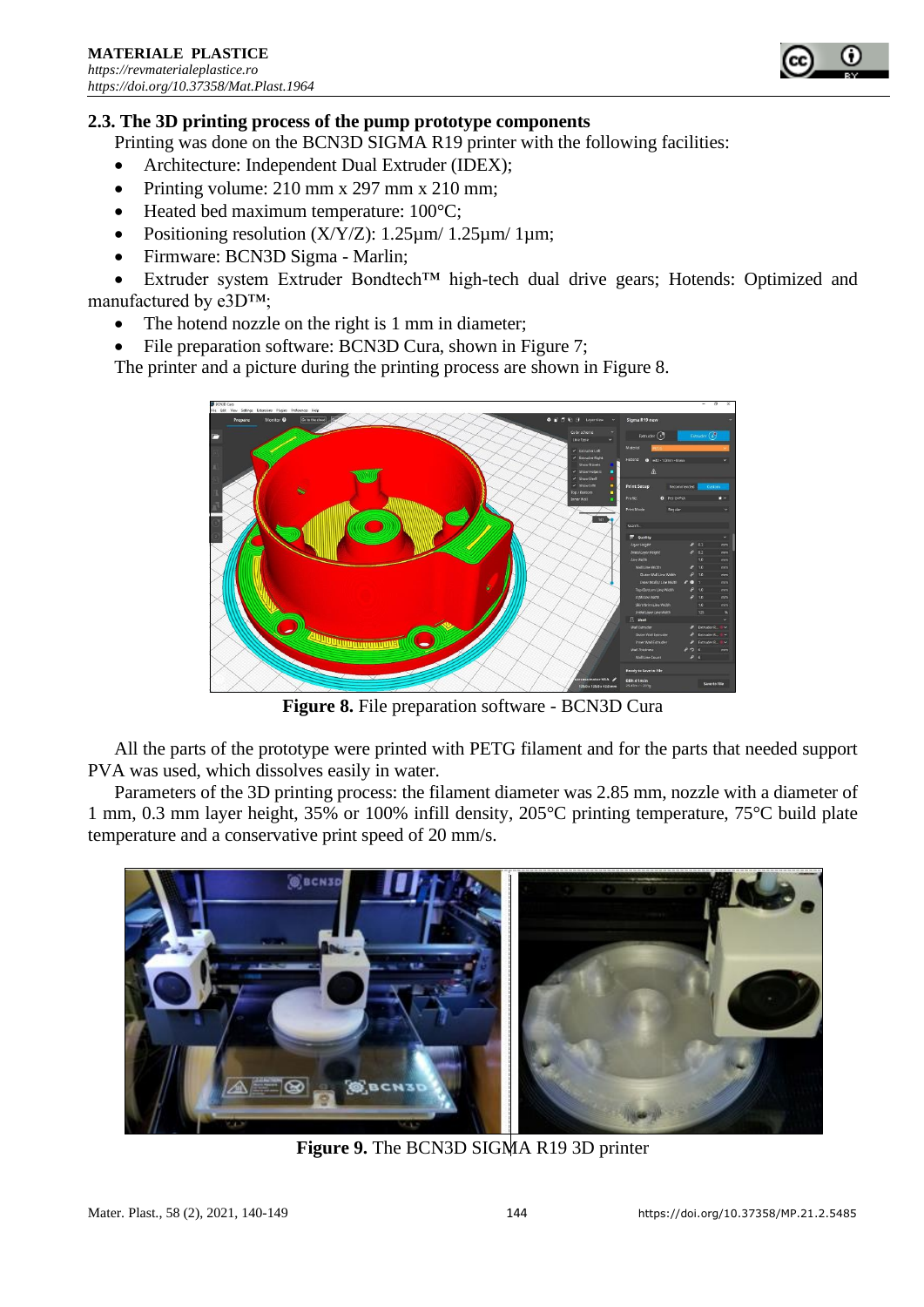## 2.3. The 3D printing process of the pump prototype components

Printing was done on the BCN3D SIGMA R19 printer with the following facilities:

- Architecture: Independent Dual Extruder (IDEX);
- Printing volume: 210 mm x 297 mm x 210 mm;
- Heated bed maximum temperature: 100°C;
- Positioning resolution (X/Y/Z): 1.25µm/ 1.25µm/ 1µm;
- Firmware: BCN3D Sigma - Marlin;
- Extruder system Extruder Bondtech™ high-tech dual drive gears; Hotends: Optimized and manufactured by e3D™;
- The hotend nozzle on the right is 1 mm in diameter;
- File preparation software: BCN3D Cura, shown in Figure 7;

The printer and a picture during the printing process are shown in Figure 8.

**Figure 8.** File preparation software - BCN3D Cura

All the parts of the prototype were printed with PETG filament and for the parts that needed support PVA was used, which dissolves easily in water.

Parameters of the 3D printing process: the filament diameter was 2.85 mm, nozzle with a diameter of 1 mm, 0.3 mm layer height, 35% or 100% infill density, 205°C printing temperature, 75°C build plate temperature and a conservative print speed of 20 mm/s.

**Figure 9.** The BCN3D SIGMA R19 3D printer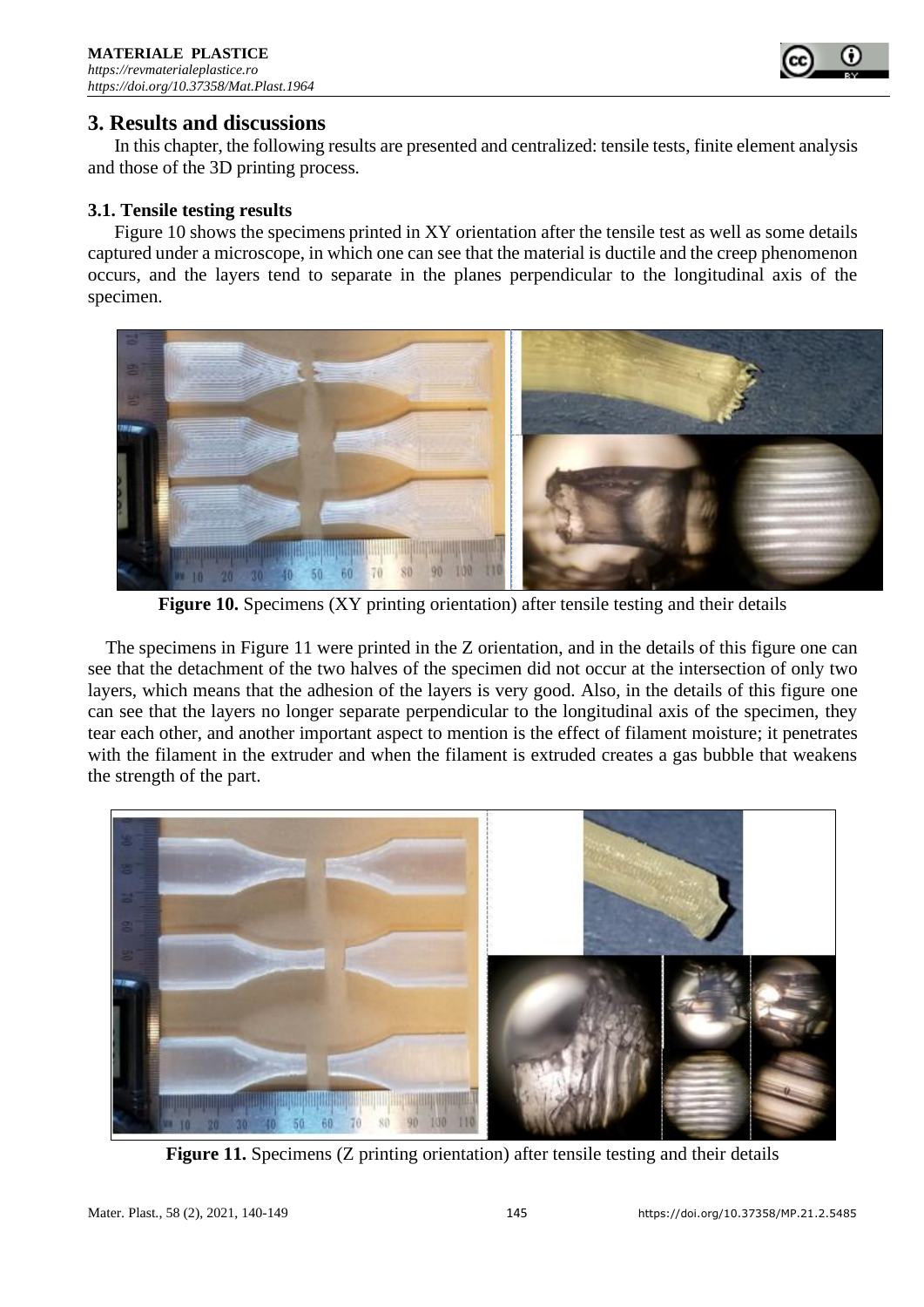## 3. Results and discussions

In this chapter, the following results are presented and centralized: tensile tests, finite element analysis and those of the 3D printing process.

### 3.1. Tensile testing results

Figure 10 shows the specimens printed in XY orientation after the tensile test as well as some details captured under a microscope, in which one can see that the material is ductile and the creep phenomenon occurs, and the layers tend to separate in the planes perpendicular to the longitudinal axis of the specimen.

**Figure 10.** Specimens (XY printing orientation) after tensile testing and their details

The specimens in Figure 11 were printed in the Z orientation, and in the details of this figure one can see that the detachment of the two halves of the specimen did not occur at the intersection of only two layers, which means that the adhesion of the layers is very good. Also, in the details of this figure one can see that the layers no longer separate perpendicular to the longitudinal axis of the specimen, they tear each other, and another important aspect to mention is the effect of filament moisture; it penetrates with the filament in the extruder and when the filament is extruded creates a gas bubble that weakens the strength of the part.

**Figure 11.** Specimens (Z printing orientation) after tensile testing and their details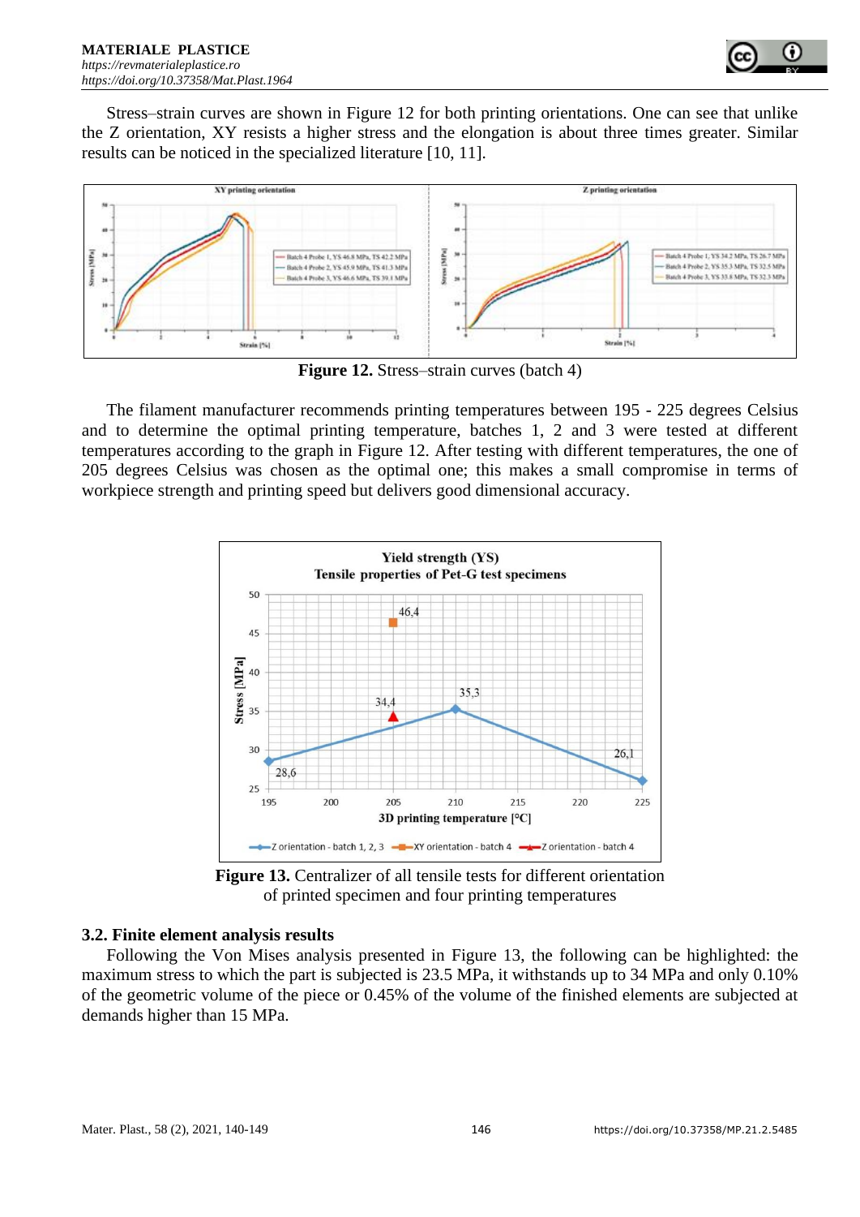Stress–strain curves are shown in Figure 12 for both printing orientations. One can see that unlike the Z orientation, XY resists a higher stress and the elongation is about three times greater. Similar results can be noticed in the specialized literature [10, 11].

**Figure 12.** Stress–strain curves (batch 4)

The filament manufacturer recommends printing temperatures between 195 - 225 degrees Celsius and to determine the optimal printing temperature, batches 1, 2 and 3 were tested at different temperatures according to the graph in Figure 12. After testing with different temperatures, the one of 205 degrees Celsius was chosen as the optimal one; this makes a small compromise in terms of workpiece strength and printing speed but delivers good dimensional accuracy.

**Figure 13.** Centralizer of all tensile tests for different orientation of printed specimen and four printing temperatures

### 3.2. Finite element analysis results

Following the Von Mises analysis presented in Figure 13, the following can be highlighted: the maximum stress to which the part is subjected is 23.5 MPa, it withstands up to 34 MPa and only 0.10% of the geometric volume of the piece or 0.45% of the volume of the finished elements are subjected at demands higher than 15 MPa.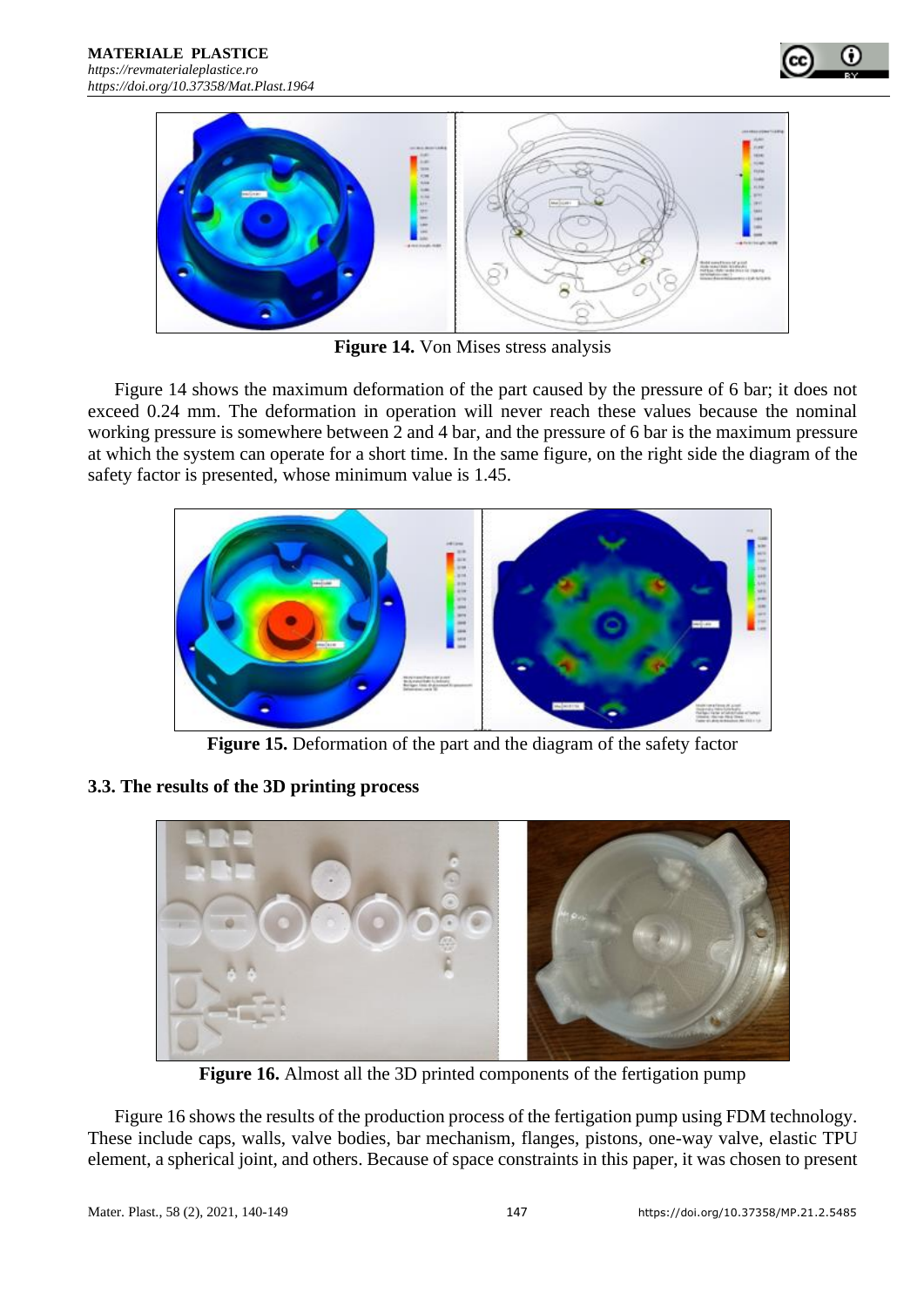**Figure 14.** Von Mises stress analysis

Figure 14 shows the maximum deformation of the part caused by the pressure of 6 bar; it does not exceed 0.24 mm. The deformation in operation will never reach these values because the nominal working pressure is somewhere between 2 and 4 bar, and the pressure of 6 bar is the maximum pressure at which the system can operate for a short time. In the same figure, on the right side the diagram of the safety factor is presented, whose minimum value is 1.45.

**Figure 15.** Deformation of the part and the diagram of the safety factor

### 3.3. The results of the 3D printing process

**Figure 16.** Almost all the 3D printed components of the fertigation pump

Figure 16 shows the results of the production process of the fertigation pump using FDM technology. These include caps, walls, valve bodies, bar mechanism, flanges, pistons, one-way valve, elastic TPU element, a spherical joint, and others. Because of space constraints in this paper, it was chosen to present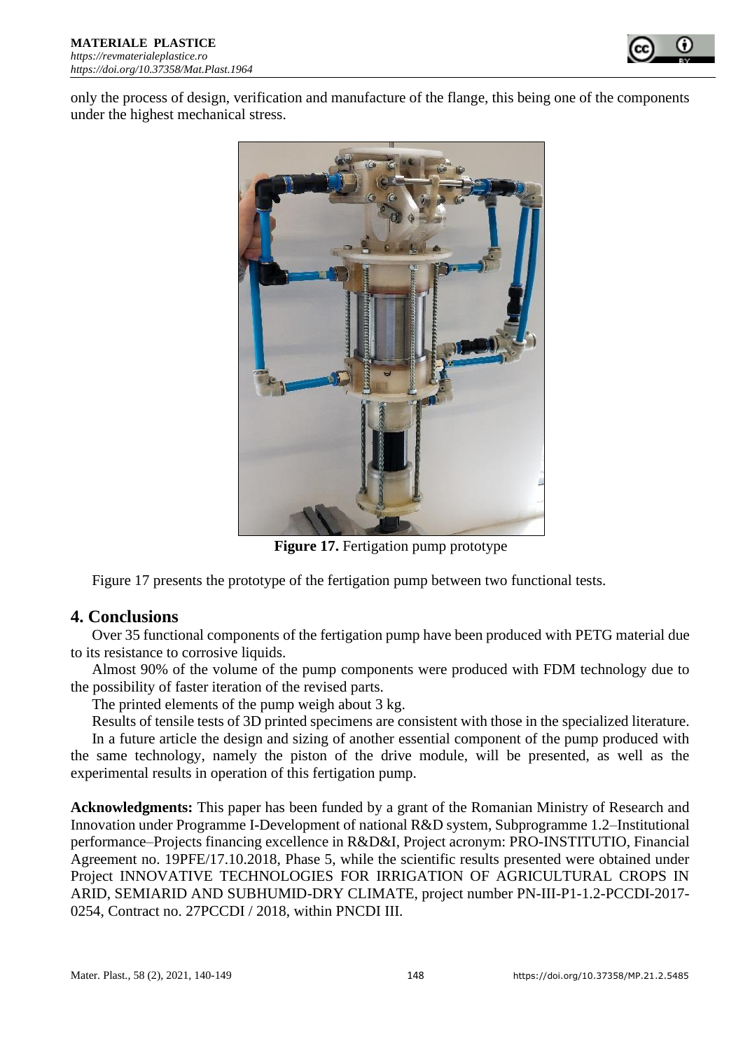only the process of design, verification and manufacture of the flange, this being one of the components under the highest mechanical stress.

**Figure 17.** Fertigation pump prototype

Figure 17 presents the prototype of the fertigation pump between two functional tests.

## 4. Conclusions

Over 35 functional components of the fertigation pump have been produced with PETG material due to its resistance to corrosive liquids.

Almost 90% of the volume of the pump components were produced with FDM technology due to the possibility of faster iteration of the revised parts.

The printed elements of the pump weigh about 3 kg.

Results of tensile tests of 3D printed specimens are consistent with those in the specialized literature.

In a future article the design and sizing of another essential component of the pump produced with the same technology, namely the piston of the drive module, will be presented, as well as the experimental results in operation of this fertigation pump.

**Acknowledgments:** This paper has been funded by a grant of the Romanian Ministry of Research and Innovation under Programme I-Development of national R&D system, Subprogramme 1.2–Institutional performance–Projects financing excellence in R&D&I, Project acronym: PRO-INSTITUTIO, Financial Agreement no. 19PFE/17.10.2018, Phase 5, while the scientific results presented were obtained under Project INNOVATIVE TECHNOLOGIES FOR IRRIGATION OF AGRICULTURAL CROPS IN ARID, SEMIARID AND SUBHUMID-DRY CLIMATE, project number PN-III-P1-1.2-PCCDI-2017-0254, Contract no. 27PCCDI / 2018, within PNCDI III.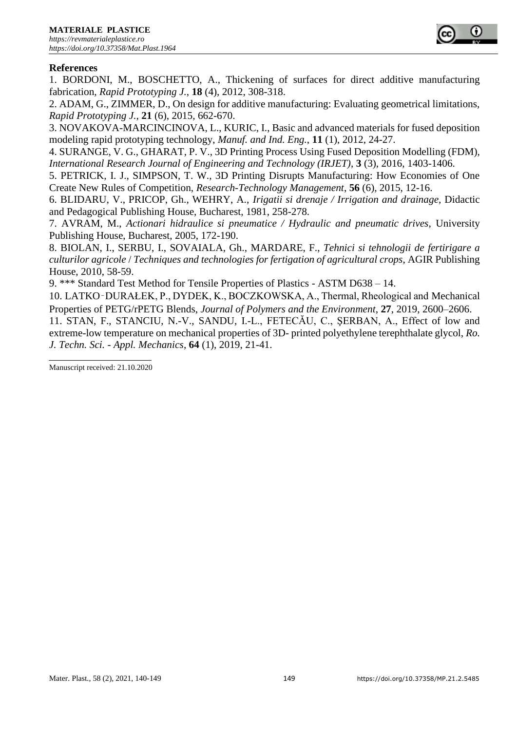## References

1. BORDONI, M., BOSCHETTO, A., Thickening of surfaces for direct additive manufacturing fabrication, *Rapid Prototyping J.*, **18** (4), 2012, 308-318.
2. ADAM, G., ZIMMER, D., On design for additive manufacturing: Evaluating geometrical limitations, *Rapid Prototyping J.*, **21** (6), 2015, 662-670.
3. NOVAKOVA-MARCINCINOVA, L., KURIC, I., Basic and advanced materials for fused deposition modeling rapid prototyping technology, *Manuf. and Ind. Eng.*, **11** (1), 2012, 24-27.
4. SURANGE, V. G., GHARAT, P. V., 3D Printing Process Using Fused Deposition Modelling (FDM), *International Research Journal of Engineering and Technology (IRJET)*, **3** (3), 2016, 1403-1406.
5. PETRICK, I. J., SIMPSON, T. W., 3D Printing Disrupts Manufacturing: How Economies of One Create New Rules of Competition, *Research-Technology Management*, **56** (6), 2015, 12-16.
6. BLIDARU, V., PRICOP, Gh., WEHRY, A., *Irigatii si drenaje / Irrigation and drainage,* Didactic and Pedagogical Publishing House, Bucharest, 1981, 258-278.
7. AVRAM, M., *Actionari hidraulice si pneumatice / Hydraulic and pneumatic drives,* University Publishing House, Bucharest, 2005, 172-190.
8. BIOLAN, I., SERBU, I., SOVAIALA, Gh., MARDARE, F., *Tehnici si tehnologii de fertirigare a culturilor agricole* / *Techniques and technologies for fertigation of agricultural crops*, AGIR Publishing House, 2010, 58-59.
9. *** Standard Test Method for Tensile Properties of Plastics - ASTM D638 – 14.
10. LATKO‑DURAŁEK, P., DYDEK, K., BOCZKOWSKA, A., Thermal, Rheological and Mechanical Properties of PETG/rPETG Blends, *Journal of Polymers and the Environment*, **27**, 2019, 2600–2606.
11. STAN, F., STANCIU, N.-V., SANDU, I.-L., FETECĂU, C., ŞERBAN, A., Effect of low and extreme-low temperature on mechanical properties of 3D- printed polyethylene terephthalate glycol, *Ro. J. Techn. Sci. - Appl. Mechanics*, **64** (1), 2019, 21-41.

Manuscript received: 21.10.2020